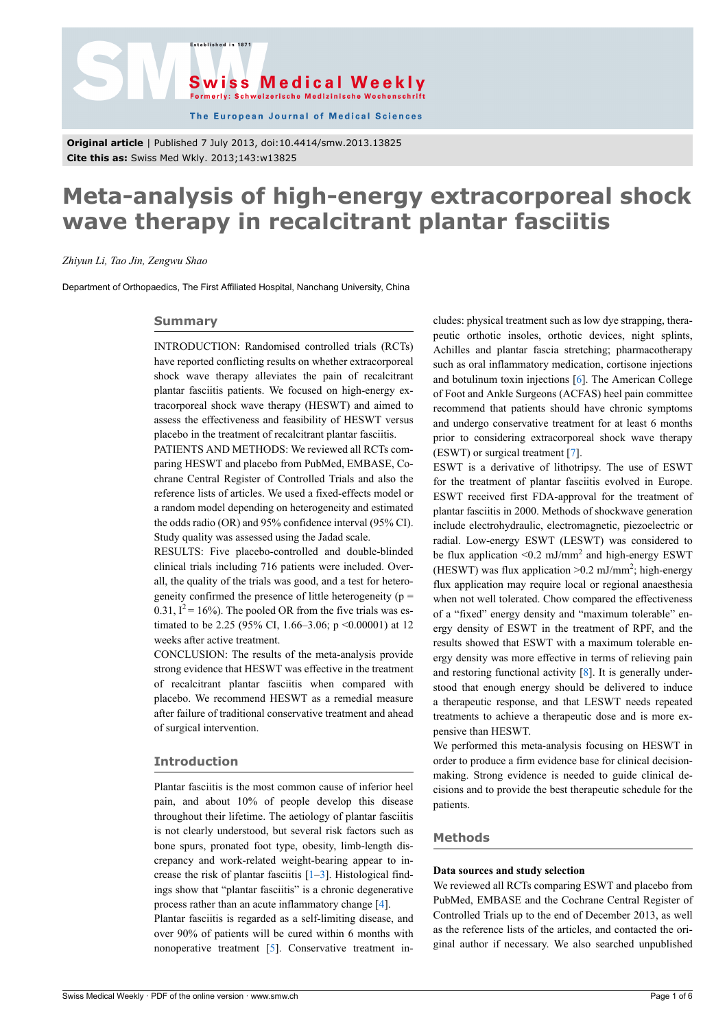**Original article** | Published 7 July 2013, doi:10.4414/smw.2013.13825
**Cite this as:** Swiss Med Wkly. 2013;143:w13825

# Meta-analysis of high-energy extracorporeal shock wave therapy in recalcitrant plantar fasciitis

*Zhiyun Li, Tao Jin, Zengwu Shao*

Department of Orthopaedics, The First Affiliated Hospital, Nanchang University, China

## Summary

INTRODUCTION: Randomised controlled trials (RCTs) have reported conflicting results on whether extracorporeal shock wave therapy alleviates the pain of recalcitrant plantar fasciitis patients. We focused on high-energy extracorporeal shock wave therapy (HESWT) and aimed to assess the effectiveness and feasibility of HESWT versus placebo in the treatment of recalcitrant plantar fasciitis.

PATIENTS AND METHODS: We reviewed all RCTs comparing HESWT and placebo from PubMed, EMBASE, Cochrane Central Register of Controlled Trials and also the reference lists of articles. We used a fixed-effects model or a random model depending on heterogeneity and estimated the odds radio (OR) and 95% confidence interval (95% CI). Study quality was assessed using the Jadad scale.

RESULTS: Five placebo-controlled and double-blinded clinical trials including 716 patients were included. Overall, the quality of the trials was good, and a test for heterogeneity confirmed the presence of little heterogeneity ($p = 0.31$, $I^2 = 16\%$). The pooled OR from the five trials was estimated to be 2.25 (95% CI, 1.66–3.06; $p < 0.00001$) at 12 weeks after active treatment.

CONCLUSION: The results of the meta-analysis provide strong evidence that HESWT was effective in the treatment of recalcitrant plantar fasciitis when compared with placebo. We recommend HESWT as a remedial measure after failure of traditional conservative treatment and ahead of surgical intervention.

## Introduction

Plantar fasciitis is the most common cause of inferior heel pain, and about 10% of people develop this disease throughout their lifetime. The aetiology of plantar fasciitis is not clearly understood, but several risk factors such as bone spurs, pronated foot type, obesity, limb-length discrepancy and work-related weight-bearing appear to increase the risk of plantar fasciitis [1–3]. Histological findings show that "plantar fasciitis" is a chronic degenerative process rather than an acute inflammatory change [4].

Plantar fasciitis is regarded as a self-limiting disease, and over 90% of patients will be cured within 6 months with nonoperative treatment [5]. Conservative treatment includes: physical treatment such as low dye strapping, therapeutic orthotic insoles, orthotic devices, night splints, Achilles and plantar fascia stretching; pharmacotherapy such as oral inflammatory medication, cortisone injections and botulinum toxin injections [6]. The American College of Foot and Ankle Surgeons (ACFAS) heel pain committee recommend that patients should have chronic symptoms and undergo conservative treatment for at least 6 months prior to considering extracorporeal shock wave therapy (ESWT) or surgical treatment [7].

ESWT is a derivative of lithotripsy. The use of ESWT for the treatment of plantar fasciitis evolved in Europe. ESWT received first FDA-approval for the treatment of plantar fasciitis in 2000. Methods of shockwave generation include electrohydraulic, electromagnetic, piezoelectric or radial. Low-energy ESWT (LESWT) was considered to be flux application $<0.2$ mJ/mm$^2$ and high-energy ESWT (HESWT) was flux application $>0.2$ mJ/mm$^2$; high-energy flux application may require local or regional anaesthesia when not well tolerated. Chow compared the effectiveness of a "fixed" energy density and "maximum tolerable" energy density of ESWT in the treatment of RPF, and the results showed that ESWT with a maximum tolerable energy density was more effective in terms of relieving pain and restoring functional activity [8]. It is generally understood that enough energy should be delivered to induce a therapeutic response, and that LESWT needs repeated treatments to achieve a therapeutic dose and is more expensive than HESWT.

We performed this meta-analysis focusing on HESWT in order to produce a firm evidence base for clinical decision-making. Strong evidence is needed to guide clinical decisions and to provide the best therapeutic schedule for the patients.

## Methods

### Data sources and study selection

We reviewed all RCTs comparing ESWT and placebo from PubMed, EMBASE and the Cochrane Central Register of Controlled Trials up to the end of December 2013, as well as the reference lists of the articles, and contacted the original author if necessary. We also searched unpublished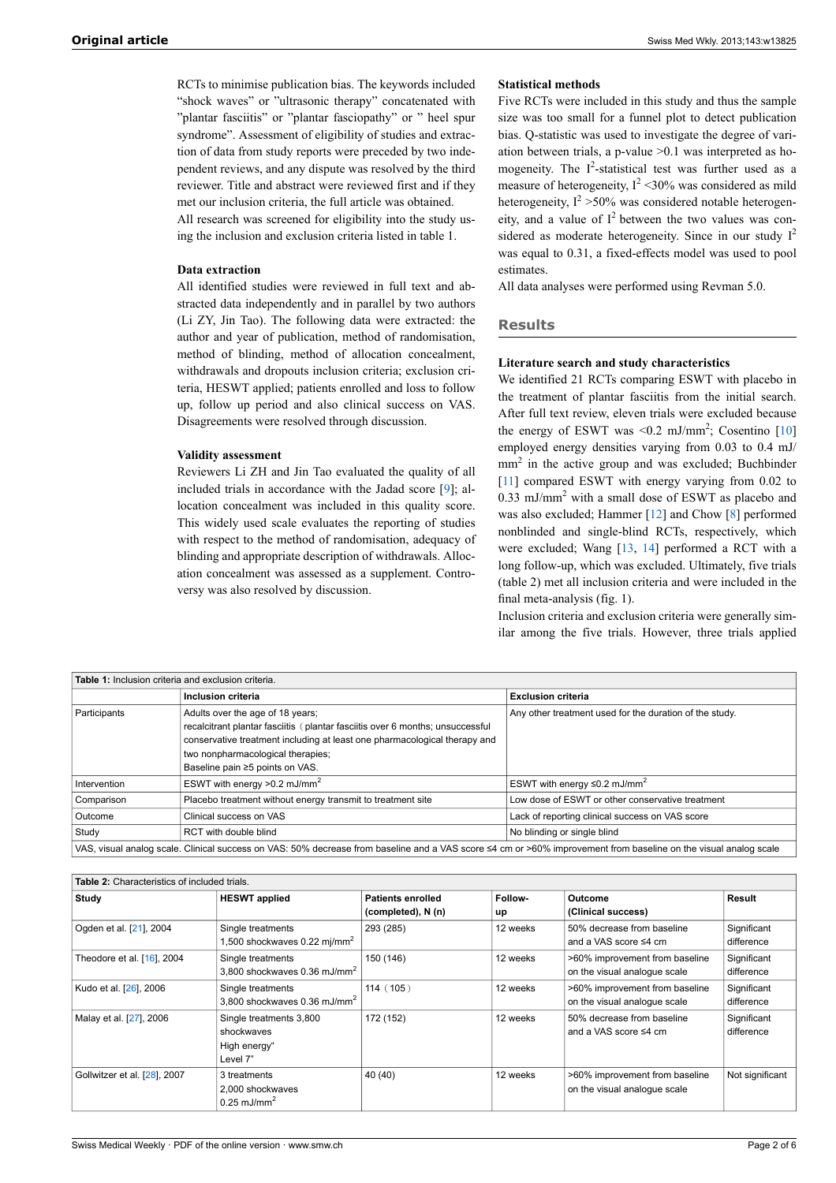RCTs to minimise publication bias. The keywords included "shock waves" or "ultrasonic therapy" concatenated with "plantar fasciitis" or "plantar fasciopathy" or " heel spur syndrome". Assessment of eligibility of studies and extraction of data from study reports were preceded by two independent reviews, and any dispute was resolved by the third reviewer. Title and abstract were reviewed first and if they met our inclusion criteria, the full article was obtained.

All research was screened for eligibility into the study using the inclusion and exclusion criteria listed in table 1.

### Data extraction

All identified studies were reviewed in full text and abstracted data independently and in parallel by two authors (Li ZY, Jin Tao). The following data were extracted: the author and year of publication, method of randomisation, method of blinding, method of allocation concealment, withdrawals and dropouts inclusion criteria; exclusion criteria, HESWT applied; patients enrolled and loss to follow up, follow up period and also clinical success on VAS. Disagreements were resolved through discussion.

### Validity assessment

Reviewers Li ZH and Jin Tao evaluated the quality of all included trials in accordance with the Jadad score [9]; allocation concealment was included in this quality score. This widely used scale evaluates the reporting of studies with respect to the method of randomisation, adequacy of blinding and appropriate description of withdrawals. Allocation concealment was assessed as a supplement. Controversy was also resolved by discussion.

### Statistical methods

Five RCTs were included in this study and thus the sample size was too small for a funnel plot to detect publication bias. Q-statistic was used to investigate the degree of variation between trials, a p-value >0.1 was interpreted as homogeneity. The $I^2$-statistical test was further used as a measure of heterogeneity, $I^2$ <30% was considered as mild heterogeneity, $I^2$ >50% was considered notable heterogeneity, and a value of $I^2$ between the two values was considered as moderate heterogeneity. Since in our study $I^2$ was equal to 0.31, a fixed-effects model was used to pool estimates.

All data analyses were performed using Revman 5.0.

## Results

### Literature search and study characteristics

We identified 21 RCTs comparing ESWT with placebo in the treatment of plantar fasciitis from the initial search. After full text review, eleven trials were excluded because the energy of ESWT was <0.2 mJ/mm$^2$; Cosentino [10] employed energy densities varying from 0.03 to 0.4 mJ/mm$^2$ in the active group and was excluded; Buchbinder [11] compared ESWT with energy varying from 0.02 to 0.33 mJ/mm$^2$ with a small dose of ESWT as placebo and was also excluded; Hammer [12] and Chow [8] performed nonblinded and single-blind RCTs, respectively, which were excluded; Wang [13, 14] performed a RCT with a long follow-up, which was excluded. Ultimately, five trials (table 2) met all inclusion criteria and were included in the final meta-analysis (fig. 1).

Inclusion criteria and exclusion criteria were generally similar among the five trials. However, three trials applied

**Table 1:** Inclusion criteria and exclusion criteria.

| | Inclusion criteria | Exclusion criteria |
|---|---|---|
| Participants | Adults over the age of 18 years;<br>recalcitrant plantar fasciitis（plantar fasciitis over 6 months; unsuccessful conservative treatment including at least one pharmacological therapy and two nonpharmacological therapies;<br>Baseline pain ≥5 points on VAS. | Any other treatment used for the duration of the study. |
| Intervention | ESWT with energy >0.2 mJ/mm$^2$ | ESWT with energy ≤0.2 mJ/mm$^2$ |
| Comparison | Placebo treatment without energy transmit to treatment site | Low dose of ESWT or other conservative treatment |
| Outcome | Clinical success on VAS | Lack of reporting clinical success on VAS score |
| Study | RCT with double blind | No blinding or single blind |

VAS, visual analog scale. Clinical success on VAS: 50% decrease from baseline and a VAS score ≤4 cm or >60% improvement from baseline on the visual analog scale

**Table 2:** Characteristics of included trials.

| Study | HESWT applied | Patients enrolled (completed), N (n) | Follow-up | Outcome (Clinical success) | Result |
|---|---|---|---|---|---|
| Ogden et al. [21], 2004 | Single treatments<br>1,500 shockwaves 0.22 mj/mm$^2$ | 293 (285) | 12 weeks | 50% decrease from baseline and a VAS score ≤4 cm | Significant difference |
| Theodore et al. [16], 2004 | Single treatments<br>3,800 shockwaves 0.36 mJ/mm$^2$ | 150 (146) | 12 weeks | >60% improvement from baseline on the visual analogue scale | Significant difference |
| Kudo et al. [26], 2006 | Single treatments<br>3,800 shockwaves 0.36 mJ/mm$^2$ | 114（105） | 12 weeks | >60% improvement from baseline on the visual analogue scale | Significant difference |
| Malay et al. [27], 2006 | Single treatments 3,800 shockwaves<br>High energy"<br>Level 7" | 172 (152) | 12 weeks | 50% decrease from baseline and a VAS score ≤4 cm | Significant difference |
| Gollwitzer et al. [28], 2007 | 3 treatments<br>2,000 shockwaves<br>0.25 mJ/mm$^2$ | 40 (40) | 12 weeks | >60% improvement from baseline on the visual analogue scale | Not significant |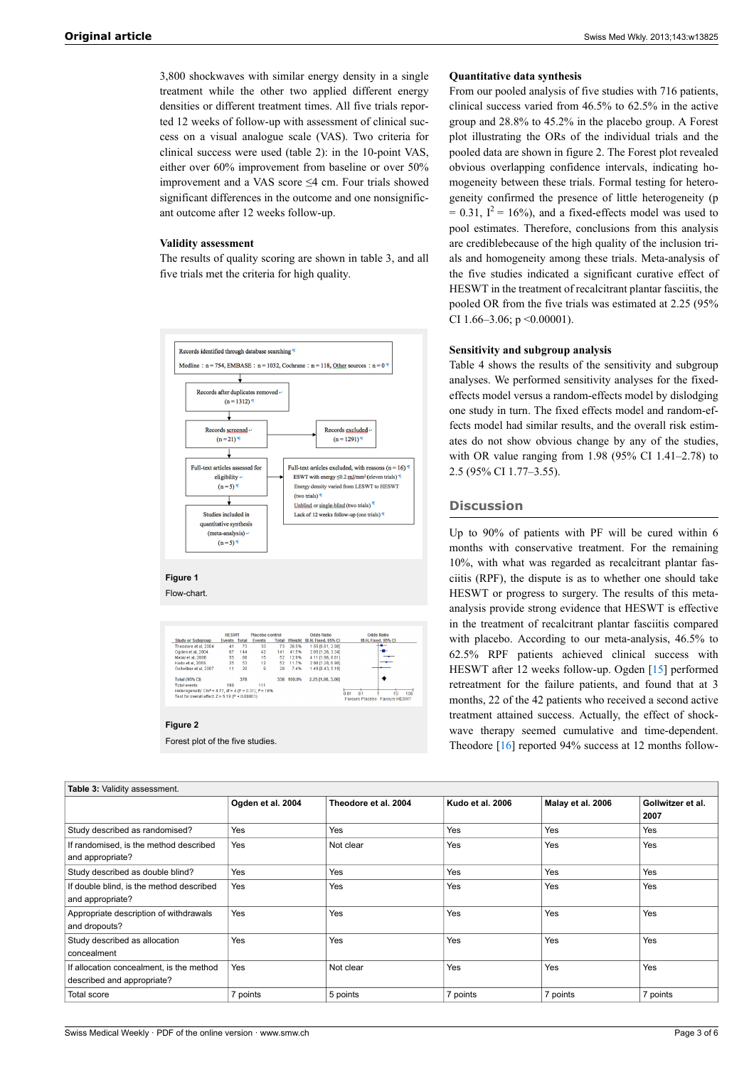3,800 shockwaves with similar energy density in a single treatment while the other two applied different energy densities or different treatment times. All five trials reported 12 weeks of follow-up with assessment of clinical success on a visual analogue scale (VAS). Two criteria for clinical success were used (table 2): in the 10-point VAS, either over 60% improvement from baseline or over 50% improvement and a VAS score ≤4 cm. Four trials showed significant differences in the outcome and one nonsignificant outcome after 12 weeks follow-up.

### Validity assessment

The results of quality scoring are shown in table 3, and all five trials met the criteria for high quality.

**Figure 1**

Flow-chart.

**Figure 2**

Forest plot of the five studies.

### Quantitative data synthesis

From our pooled analysis of five studies with 716 patients, clinical success varied from 46.5% to 62.5% in the active group and 28.8% to 45.2% in the placebo group. A Forest plot illustrating the ORs of the individual trials and the pooled data are shown in figure 2. The Forest plot revealed obvious overlapping confidence intervals, indicating homogeneity between these trials. Formal testing for heterogeneity confirmed the presence of little heterogeneity ($p = 0.31$, $I^2 = 16\%$), and a fixed-effects model was used to pool estimates. Therefore, conclusions from this analysis are crediblebecause of the high quality of the inclusion trials and homogeneity among these trials. Meta-analysis of the five studies indicated a significant curative effect of HESWT in the treatment of recalcitrant plantar fasciitis, the pooled OR from the five trials was estimated at 2.25 (95% CI 1.66–3.06; $p < 0.00001$).

### Sensitivity and subgroup analysis

Table 4 shows the results of the sensitivity and subgroup analyses. We performed sensitivity analyses for the fixed-effects model versus a random-effects model by dislodging one study in turn. The fixed effects model and random-effects model had similar results, and the overall risk estimates do not show obvious change by any of the studies, with OR value ranging from 1.98 (95% CI 1.41–2.78) to 2.5 (95% CI 1.77–3.55).

## Discussion

Up to 90% of patients with PF will be cured within 6 months with conservative treatment. For the remaining 10%, with what was regarded as recalcitrant plantar fasciitis (RPF), the dispute is as to whether one should take HESWT or progress to surgery. The results of this meta-analysis provide strong evidence that HESWT is effective in the treatment of recalcitrant plantar fasciitis compared with placebo. According to our meta-analysis, 46.5% to 62.5% RPF patients achieved clinical success with HESWT after 12 weeks follow-up. Ogden [15] performed retreatment for the failure patients, and found that at 3 months, 22 of the 42 patients who received a second active treatment attained success. Actually, the effect of shockwave therapy seemed cumulative and time-dependent. Theodore [16] reported 94% success at 12 months follow-

**Table 3:** Validity assessment.

| | Ogden et al. 2004 | Theodore et al. 2004 | Kudo et al. 2006 | Malay et al. 2006 | Gollwitzer et al. 2007 |
|---|---|---|---|---|---|
| Study described as randomised? | Yes | Yes | Yes | Yes | Yes |
| If randomised, is the method described and appropriate? | Yes | Not clear | Yes | Yes | Yes |
| Study described as double blind? | Yes | Yes | Yes | Yes | Yes |
| If double blind, is the method described and appropriate? | Yes | Yes | Yes | Yes | Yes |
| Appropriate description of withdrawals and dropouts? | Yes | Yes | Yes | Yes | Yes |
| Study described as allocation concealment | Yes | Yes | Yes | Yes | Yes |
| If allocation concealment, is the method described and appropriate? | Yes | Not clear | Yes | Yes | Yes |
| Total score | 7 points | 5 points | 7 points | 7 points | 7 points |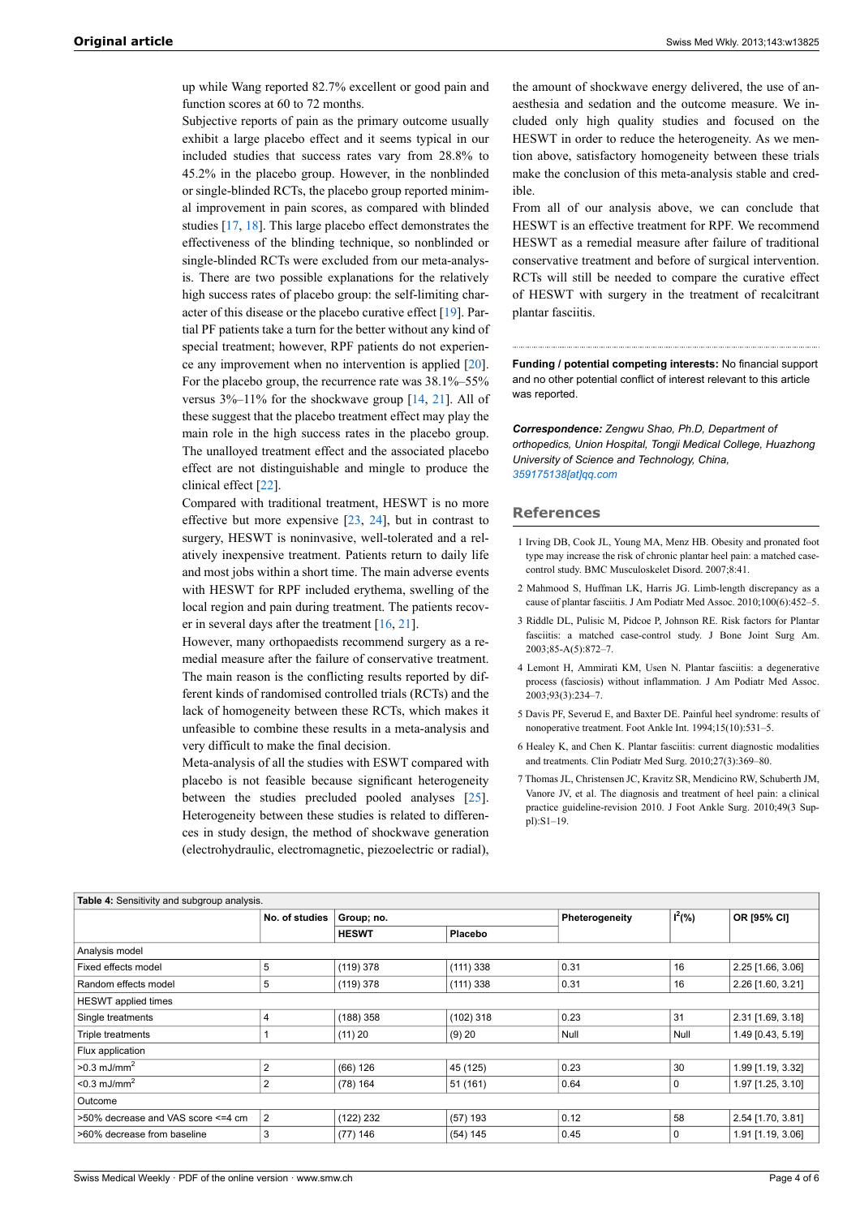up while Wang reported 82.7% excellent or good pain and function scores at 60 to 72 months.

Subjective reports of pain as the primary outcome usually exhibit a large placebo effect and it seems typical in our included studies that success rates vary from 28.8% to 45.2% in the placebo group. However, in the nonblinded or single-blinded RCTs, the placebo group reported minimal improvement in pain scores, as compared with blinded studies [17, 18]. This large placebo effect demonstrates the effectiveness of the blinding technique, so nonblinded or single-blinded RCTs were excluded from our meta-analysis. There are two possible explanations for the relatively high success rates of placebo group: the self-limiting character of this disease or the placebo curative effect [19]. Partial PF patients take a turn for the better without any kind of special treatment; however, RPF patients do not experience any improvement when no intervention is applied [20]. For the placebo group, the recurrence rate was 38.1%–55% versus 3%–11% for the shockwave group [14, 21]. All of these suggest that the placebo treatment effect may play the main role in the high success rates in the placebo group. The unalloyed treatment effect and the associated placebo effect are not distinguishable and mingle to produce the clinical effect [22].

Compared with traditional treatment, HESWT is no more effective but more expensive [23, 24], but in contrast to surgery, HESWT is noninvasive, well-tolerated and a relatively inexpensive treatment. Patients return to daily life and most jobs within a short time. The main adverse events with HESWT for RPF included erythema, swelling of the local region and pain during treatment. The patients recover in several days after the treatment [16, 21].

However, many orthopaedists recommend surgery as a remedial measure after the failure of conservative treatment. The main reason is the conflicting results reported by different kinds of randomised controlled trials (RCTs) and the lack of homogeneity between these RCTs, which makes it unfeasible to combine these results in a meta-analysis and very difficult to make the final decision.

Meta-analysis of all the studies with ESWT compared with placebo is not feasible because significant heterogeneity between the studies precluded pooled analyses [25]. Heterogeneity between these studies is related to differences in study design, the method of shockwave generation (electrohydraulic, electromagnetic, piezoelectric or radial), the amount of shockwave energy delivered, the use of anaesthesia and sedation and the outcome measure. We included only high quality studies and focused on the HESWT in order to reduce the heterogeneity. As we mention above, satisfactory homogeneity between these trials make the conclusion of this meta-analysis stable and credible.

From all of our analysis above, we can conclude that HESWT is an effective treatment for RPF. We recommend HESWT as a remedial measure after failure of traditional conservative treatment and before of surgical intervention. RCTs will still be needed to compare the curative effect of HESWT with surgery in the treatment of recalcitrant plantar fasciitis.

**Funding / potential competing interests:** No financial support and no other potential conflict of interest relevant to this article was reported.

***Correspondence:*** *Zengwu Shao, Ph.D, Department of orthopedics, Union Hospital, Tongji Medical College, Huazhong University of Science and Technology, China, 359175138[at]qq.com*

## References

1 Irving DB, Cook JL, Young MA, Menz HB. Obesity and pronated foot type may increase the risk of chronic plantar heel pain: a matched case-control study. BMC Musculoskelet Disord. 2007;8:41.

2 Mahmood S, Huffman LK, Harris JG. Limb-length discrepancy as a cause of plantar fasciitis. J Am Podiatr Med Assoc. 2010;100(6):452–5.

3 Riddle DL, Pulisic M, Pidcoe P, Johnson RE. Risk factors for Plantar fasciitis: a matched case-control study. J Bone Joint Surg Am. 2003;85-A(5):872–7.

4 Lemont H, Ammirati KM, Usen N. Plantar fasciitis: a degenerative process (fasciosis) without inflammation. J Am Podiatr Med Assoc. 2003;93(3):234–7.

5 Davis PF, Severud E, and Baxter DE. Painful heel syndrome: results of nonoperative treatment. Foot Ankle Int. 1994;15(10):531–5.

6 Healey K, and Chen K. Plantar fasciitis: current diagnostic modalities and treatments. Clin Podiatr Med Surg. 2010;27(3):369–80.

7 Thomas JL, Christensen JC, Kravitz SR, Mendicino RW, Schuberth JM, Vanore JV, et al. The diagnosis and treatment of heel pain: a clinical practice guideline-revision 2010. J Foot Ankle Surg. 2010;49(3 Suppl):S1–19.

**Table 4:** Sensitivity and subgroup analysis.

| | No. of studies | Group; no. | | Pheterogeneity | $I^2$(%) | OR [95% CI] |
|---|---|---|---|---|---|---|
| | | HESWT | Placebo | | | |
| Analysis model | | | | | | |
| Fixed effects model | 5 | (119) 378 | (111) 338 | 0.31 | 16 | 2.25 [1.66, 3.06] |
| Random effects model | 5 | (119) 378 | (111) 338 | 0.31 | 16 | 2.26 [1.60, 3.21] |
| HESWT applied times | | | | | | |
| Single treatments | 4 | (188) 358 | (102) 318 | 0.23 | 31 | 2.31 [1.69, 3.18] |
| Triple treatments | 1 | (11) 20 | (9) 20 | Null | Null | 1.49 [0.43, 5.19] |
| Flux application | | | | | | |
| >0.3 mJ/mm$^2$ | 2 | (66) 126 | 45 (125) | 0.23 | 30 | 1.99 [1.19, 3.32] |
| <0.3 mJ/mm$^2$ | 2 | (78) 164 | 51 (161) | 0.64 | 0 | 1.97 [1.25, 3.10] |
| Outcome | | | | | | |
| >50% decrease and VAS score <=4 cm | 2 | (122) 232 | (57) 193 | 0.12 | 58 | 2.54 [1.70, 3.81] |
| >60% decrease from baseline | 3 | (77) 146 | (54) 145 | 0.45 | 0 | 1.91 [1.19, 3.06] |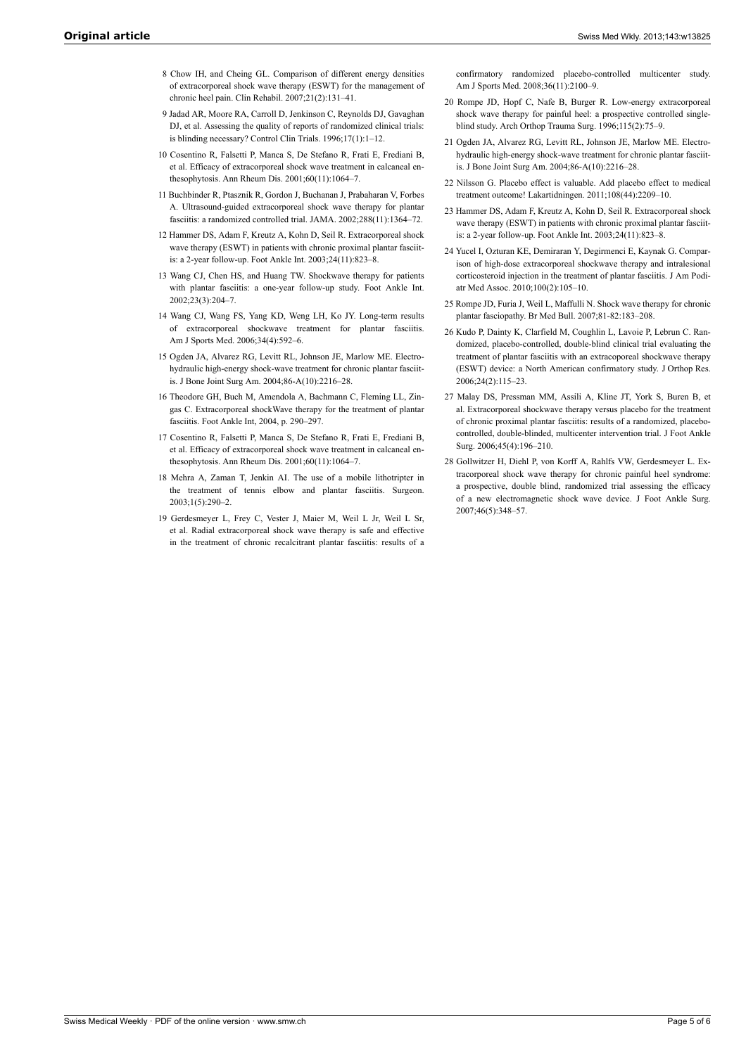8 Chow IH, and Cheing GL. Comparison of different energy densities of extracorporeal shock wave therapy (ESWT) for the management of chronic heel pain. Clin Rehabil. 2007;21(2):131–41.

9 Jadad AR, Moore RA, Carroll D, Jenkinson C, Reynolds DJ, Gavaghan DJ, et al. Assessing the quality of reports of randomized clinical trials: is blinding necessary? Control Clin Trials. 1996;17(1):1–12.

10 Cosentino R, Falsetti P, Manca S, De Stefano R, Frati E, Frediani B, et al. Efficacy of extracorporeal shock wave treatment in calcaneal enthesophytosis. Ann Rheum Dis. 2001;60(11):1064–7.

11 Buchbinder R, Ptasznik R, Gordon J, Buchanan J, Prabaharan V, Forbes A. Ultrasound-guided extracorporeal shock wave therapy for plantar fasciitis: a randomized controlled trial. JAMA. 2002;288(11):1364–72.

12 Hammer DS, Adam F, Kreutz A, Kohn D, Seil R. Extracorporeal shock wave therapy (ESWT) in patients with chronic proximal plantar fasciitis: a 2-year follow-up. Foot Ankle Int. 2003;24(11):823–8.

13 Wang CJ, Chen HS, and Huang TW. Shockwave therapy for patients with plantar fasciitis: a one-year follow-up study. Foot Ankle Int. 2002;23(3):204–7.

14 Wang CJ, Wang FS, Yang KD, Weng LH, Ko JY. Long-term results of extracorporeal shockwave treatment for plantar fasciitis. Am J Sports Med. 2006;34(4):592–6.

15 Ogden JA, Alvarez RG, Levitt RL, Johnson JE, Marlow ME. Electrohydraulic high-energy shock-wave treatment for chronic plantar fasciitis. J Bone Joint Surg Am. 2004;86-A(10):2216–28.

16 Theodore GH, Buch M, Amendola A, Bachmann C, Fleming LL, Zingas C. Extracorporeal shockWave therapy for the treatment of plantar fasciitis. Foot Ankle Int, 2004, p. 290–297.

17 Cosentino R, Falsetti P, Manca S, De Stefano R, Frati E, Frediani B, et al. Efficacy of extracorporeal shock wave treatment in calcaneal enthesophytosis. Ann Rheum Dis. 2001;60(11):1064–7.

18 Mehra A, Zaman T, Jenkin AI. The use of a mobile lithotripter in the treatment of tennis elbow and plantar fasciitis. Surgeon. 2003;1(5):290–2.

19 Gerdesmeyer L, Frey C, Vester J, Maier M, Weil L Jr, Weil L Sr, et al. Radial extracorporeal shock wave therapy is safe and effective in the treatment of chronic recalcitrant plantar fasciitis: results of a confirmatory randomized placebo-controlled multicenter study. Am J Sports Med. 2008;36(11):2100–9.

20 Rompe JD, Hopf C, Nafe B, Burger R. Low-energy extracorporeal shock wave therapy for painful heel: a prospective controlled single-blind study. Arch Orthop Trauma Surg. 1996;115(2):75–9.

21 Ogden JA, Alvarez RG, Levitt RL, Johnson JE, Marlow ME. Electrohydraulic high-energy shock-wave treatment for chronic plantar fasciitis. J Bone Joint Surg Am. 2004;86-A(10):2216–28.

22 Nilsson G. Placebo effect is valuable. Add placebo effect to medical treatment outcome! Lakartidningen. 2011;108(44):2209–10.

23 Hammer DS, Adam F, Kreutz A, Kohn D, Seil R. Extracorporeal shock wave therapy (ESWT) in patients with chronic proximal plantar fasciitis: a 2-year follow-up. Foot Ankle Int. 2003;24(11):823–8.

24 Yucel I, Ozturan KE, Demiraran Y, Degirmenci E, Kaynak G. Comparison of high-dose extracorporeal shockwave therapy and intralesional corticosteroid injection in the treatment of plantar fasciitis. J Am Podiatr Med Assoc. 2010;100(2):105–10.

25 Rompe JD, Furia J, Weil L, Maffulli N. Shock wave therapy for chronic plantar fasciopathy. Br Med Bull. 2007;81-82:183–208.

26 Kudo P, Dainty K, Clarfield M, Coughlin L, Lavoie P, Lebrun C. Randomized, placebo-controlled, double-blind clinical trial evaluating the treatment of plantar fasciitis with an extracoporeal shockwave therapy (ESWT) device: a North American confirmatory study. J Orthop Res. 2006;24(2):115–23.

27 Malay DS, Pressman MM, Assili A, Kline JT, York S, Buren B, et al. Extracorporeal shockwave therapy versus placebo for the treatment of chronic proximal plantar fasciitis: results of a randomized, placebo-controlled, double-blinded, multicenter intervention trial. J Foot Ankle Surg. 2006;45(4):196–210.

28 Gollwitzer H, Diehl P, von Korff A, Rahlfs VW, Gerdesmeyer L. Extracorporeal shock wave therapy for chronic painful heel syndrome: a prospective, double blind, randomized trial assessing the efficacy of a new electromagnetic shock wave device. J Foot Ankle Surg. 2007;46(5):348–57.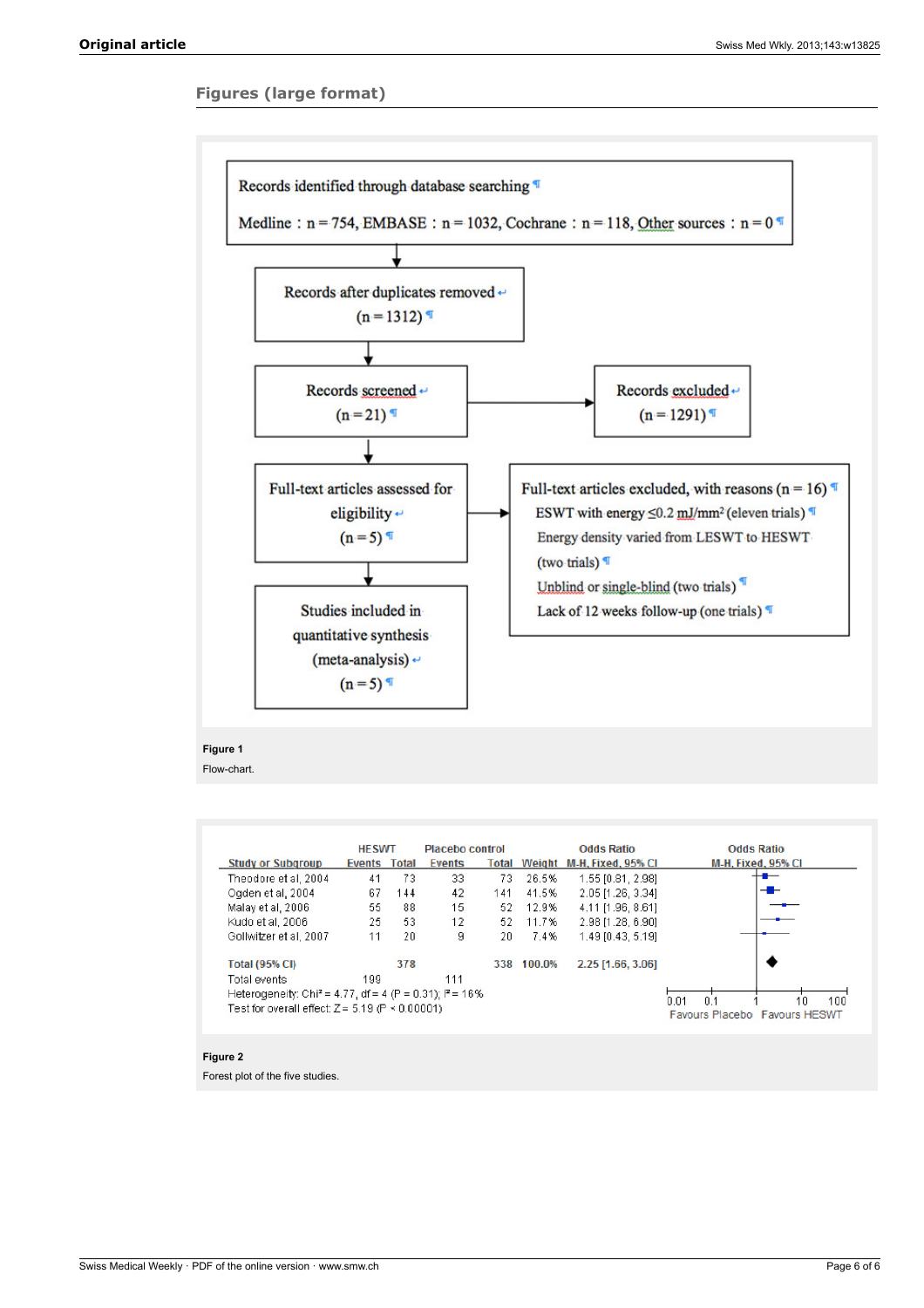## Figures (large format)

Records identified through database searching

Medline : n = 754, EMBASE : n = 1032, Cochrane : n = 118, Other sources : n = 0

Records after duplicates removed (n = 1312)

Records screened (n = 21)

Records excluded (n = 1291)

Full-text articles assessed for eligibility (n = 5)

Full-text articles excluded, with reasons (n = 16)

ESWT with energy ≤0.2 mJ/mm² (eleven trials)

Energy density varied from LESWT to HESWT (two trials)

Unblind or single-blind (two trials)

Lack of 12 weeks follow-up (one trials)

Studies included in quantitative synthesis (meta-analysis) (n = 5)

**Figure 1**

Flow-chart.

| Study or Subgroup | HESWT Events | HESWT Total | Placebo control Events | Placebo control Total | Weight | Odds Ratio M-H, Fixed, 95% CI |
|---|---|---|---|---|---|---|
| Theodore et al, 2004 | 41 | 73 | 33 | 73 | 26.5% | 1.55 [0.81, 2.98] |
| Ogden et al, 2004 | 67 | 144 | 42 | 141 | 41.5% | 2.05 [1.26, 3.34] |
| Malay et al, 2006 | 55 | 88 | 15 | 52 | 12.9% | 4.11 [1.96, 8.61] |
| Kudo et al, 2006 | 25 | 53 | 12 | 52 | 11.7% | 2.98 [1.28, 6.90] |
| Gollwitzer et al, 2007 | 11 | 20 | 9 | 20 | 7.4% | 1.49 [0.43, 5.19] |
| **Total (95% CI)** | | **378** | | **338** | **100.0%** | **2.25 [1.66, 3.06]** |
| Total events | 199 | | 111 | | | |

Heterogeneity: Chi² = 4.77, df = 4 (P = 0.31); I² = 16%

Test for overall effect: Z = 5.19 (P < 0.00001)

Odds Ratio
M-H, Fixed, 95% CI
0.01 0.1 1 10 100
Favours Placebo Favours HESWT

**Figure 2**

Forest plot of the five studies.